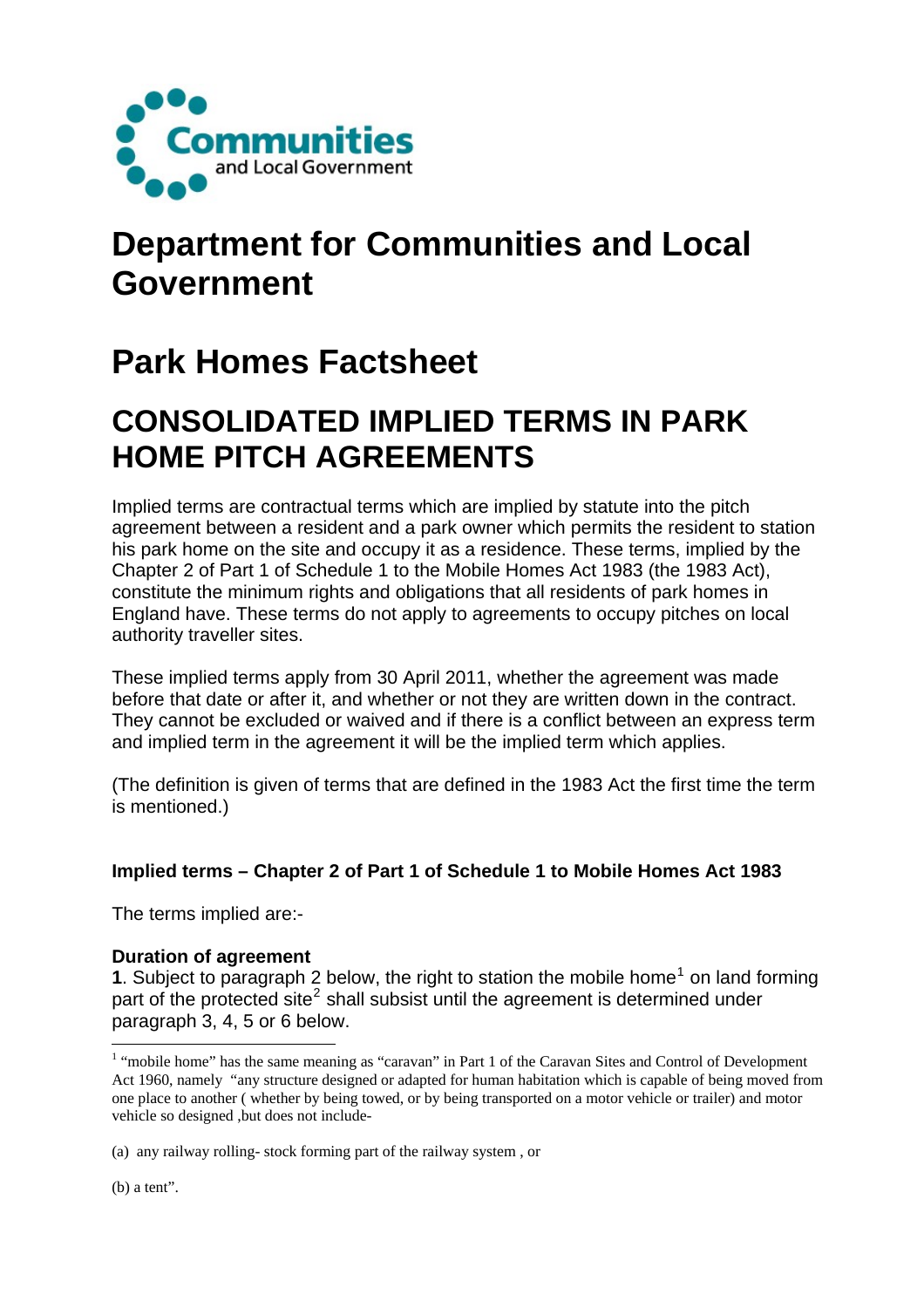Communities and Local Government

# Department for Communities and Local Government

# Park Homes Factsheet

# CONSOLIDATED IMPLIED TERMS IN PARK HOME PITCH AGREEMENTS

Implied terms are contractual terms which are implied by statute into the pitch agreement between a resident and a park owner which permits the resident to station his park home on the site and occupy it as a residence. These terms, implied by the Chapter 2 of Part 1 of Schedule 1 to the Mobile Homes Act 1983 (the 1983 Act), constitute the minimum rights and obligations that all residents of park homes in England have. These terms do not apply to agreements to occupy pitches on local authority traveller sites.

These implied terms apply from 30 April 2011, whether the agreement was made before that date or after it, and whether or not they are written down in the contract. They cannot be excluded or waived and if there is a conflict between an express term and implied term in the agreement it will be the implied term which applies.

(The definition is given of terms that are defined in the 1983 Act the first time the term is mentioned.)

### Implied terms – Chapter 2 of Part 1 of Schedule 1 to Mobile Homes Act 1983

The terms implied are:-

**Duration of agreement**

**1**. Subject to paragraph 2 below, the right to station the mobile home[1] on land forming part of the protected site[2] shall subsist until the agreement is determined under paragraph 3, 4, 5 or 6 below.

[1] "mobile home" has the same meaning as "caravan" in Part 1 of the Caravan Sites and Control of Development Act 1960, namely "any structure designed or adapted for human habitation which is capable of being moved from one place to another ( whether by being towed, or by being transported on a motor vehicle or trailer) and motor vehicle so designed ,but does not include-

(a) any railway rolling- stock forming part of the railway system , or

(b) a tent".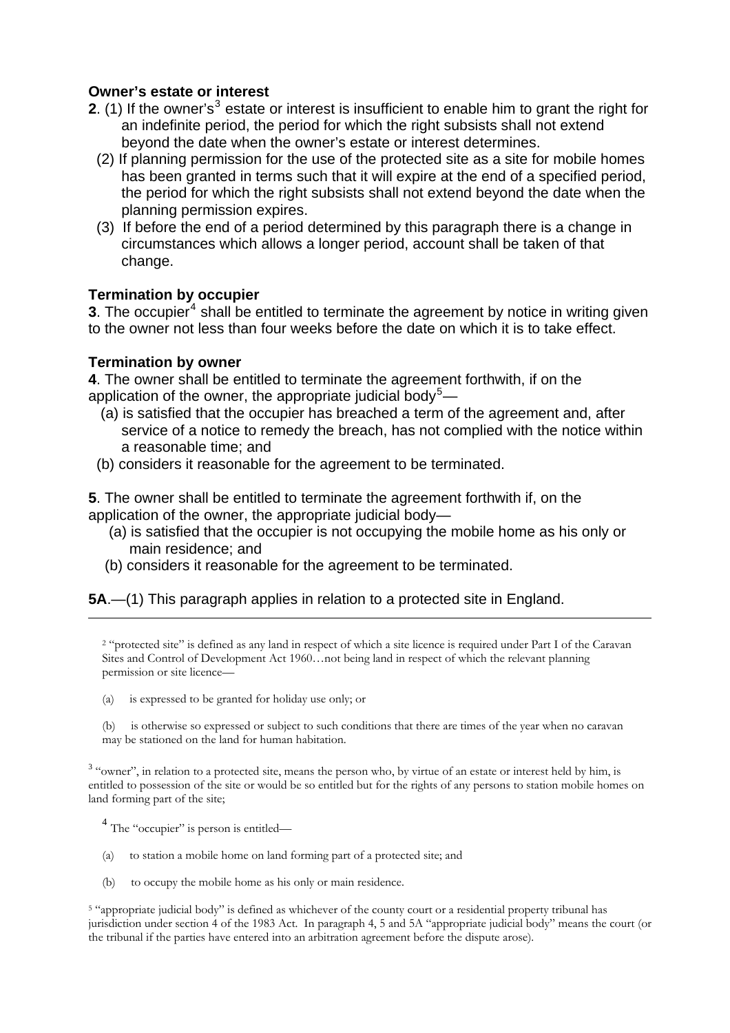**Owner's estate or interest**

**2**. (1) If the owner's[3] estate or interest is insufficient to enable him to grant the right for an indefinite period, the period for which the right subsists shall not extend beyond the date when the owner's estate or interest determines.

(2) If planning permission for the use of the protected site as a site for mobile homes has been granted in terms such that it will expire at the end of a specified period, the period for which the right subsists shall not extend beyond the date when the planning permission expires.

(3) If before the end of a period determined by this paragraph there is a change in circumstances which allows a longer period, account shall be taken of that change.

**Termination by occupier**

**3**. The occupier[4] shall be entitled to terminate the agreement by notice in writing given to the owner not less than four weeks before the date on which it is to take effect.

**Termination by owner**

**4**. The owner shall be entitled to terminate the agreement forthwith, if on the application of the owner, the appropriate judicial body[5]—

(a) is satisfied that the occupier has breached a term of the agreement and, after service of a notice to remedy the breach, has not complied with the notice within a reasonable time; and

(b) considers it reasonable for the agreement to be terminated.

**5**. The owner shall be entitled to terminate the agreement forthwith if, on the application of the owner, the appropriate judicial body—

(a) is satisfied that the occupier is not occupying the mobile home as his only or main residence; and

(b) considers it reasonable for the agreement to be terminated.

**5A**.—(1) This paragraph applies in relation to a protected site in England.

---

[2] "protected site" is defined as any land in respect of which a site licence is required under Part I of the Caravan Sites and Control of Development Act 1960…not being land in respect of which the relevant planning permission or site licence—

(a) is expressed to be granted for holiday use only; or

(b) is otherwise so expressed or subject to such conditions that there are times of the year when no caravan may be stationed on the land for human habitation.

[3] "owner", in relation to a protected site, means the person who, by virtue of an estate or interest held by him, is entitled to possession of the site or would be so entitled but for the rights of any persons to station mobile homes on land forming part of the site;

[4] The "occupier" is person is entitled—

(a) to station a mobile home on land forming part of a protected site; and

(b) to occupy the mobile home as his only or main residence.

[5] "appropriate judicial body" is defined as whichever of the county court or a residential property tribunal has jurisdiction under section 4 of the 1983 Act. In paragraph 4, 5 and 5A "appropriate judicial body" means the court (or the tribunal if the parties have entered into an arbitration agreement before the dispute arose).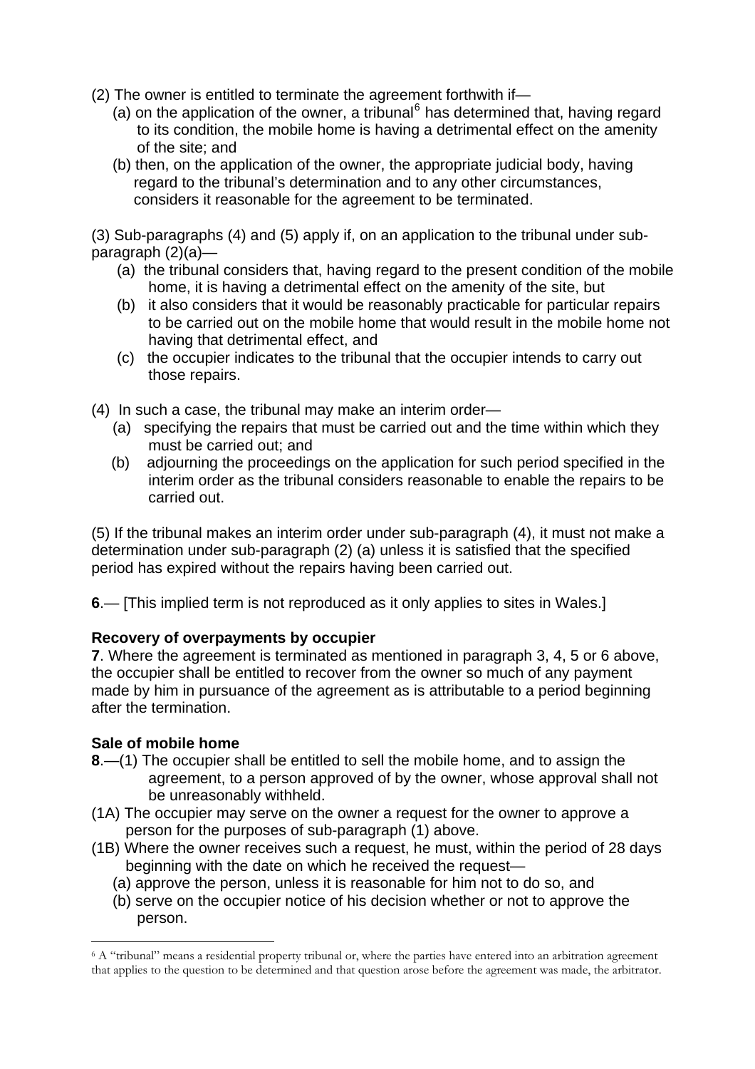(2) The owner is entitled to terminate the agreement forthwith if—

(a) on the application of the owner, a tribunal[6] has determined that, having regard to its condition, the mobile home is having a detrimental effect on the amenity of the site; and

(b) then, on the application of the owner, the appropriate judicial body, having regard to the tribunal's determination and to any other circumstances, considers it reasonable for the agreement to be terminated.

(3) Sub-paragraphs (4) and (5) apply if, on an application to the tribunal under sub-paragraph (2)(a)—

(a) the tribunal considers that, having regard to the present condition of the mobile home, it is having a detrimental effect on the amenity of the site, but

(b) it also considers that it would be reasonably practicable for particular repairs to be carried out on the mobile home that would result in the mobile home not having that detrimental effect, and

(c) the occupier indicates to the tribunal that the occupier intends to carry out those repairs.

(4) In such a case, the tribunal may make an interim order—

(a) specifying the repairs that must be carried out and the time within which they must be carried out; and

(b) adjourning the proceedings on the application for such period specified in the interim order as the tribunal considers reasonable to enable the repairs to be carried out.

(5) If the tribunal makes an interim order under sub-paragraph (4), it must not make a determination under sub-paragraph (2) (a) unless it is satisfied that the specified period has expired without the repairs having been carried out.

**6**.— [This implied term is not reproduced as it only applies to sites in Wales.]

**Recovery of overpayments by occupier**

**7**. Where the agreement is terminated as mentioned in paragraph 3, 4, 5 or 6 above, the occupier shall be entitled to recover from the owner so much of any payment made by him in pursuance of the agreement as is attributable to a period beginning after the termination.

**Sale of mobile home**

**8**.—(1) The occupier shall be entitled to sell the mobile home, and to assign the agreement, to a person approved of by the owner, whose approval shall not be unreasonably withheld.

(1A) The occupier may serve on the owner a request for the owner to approve a person for the purposes of sub-paragraph (1) above.

(1B) Where the owner receives such a request, he must, within the period of 28 days beginning with the date on which he received the request—

(a) approve the person, unless it is reasonable for him not to do so, and

(b) serve on the occupier notice of his decision whether or not to approve the person.

[6] A "tribunal" means a residential property tribunal or, where the parties have entered into an arbitration agreement that applies to the question to be determined and that question arose before the agreement was made, the arbitrator.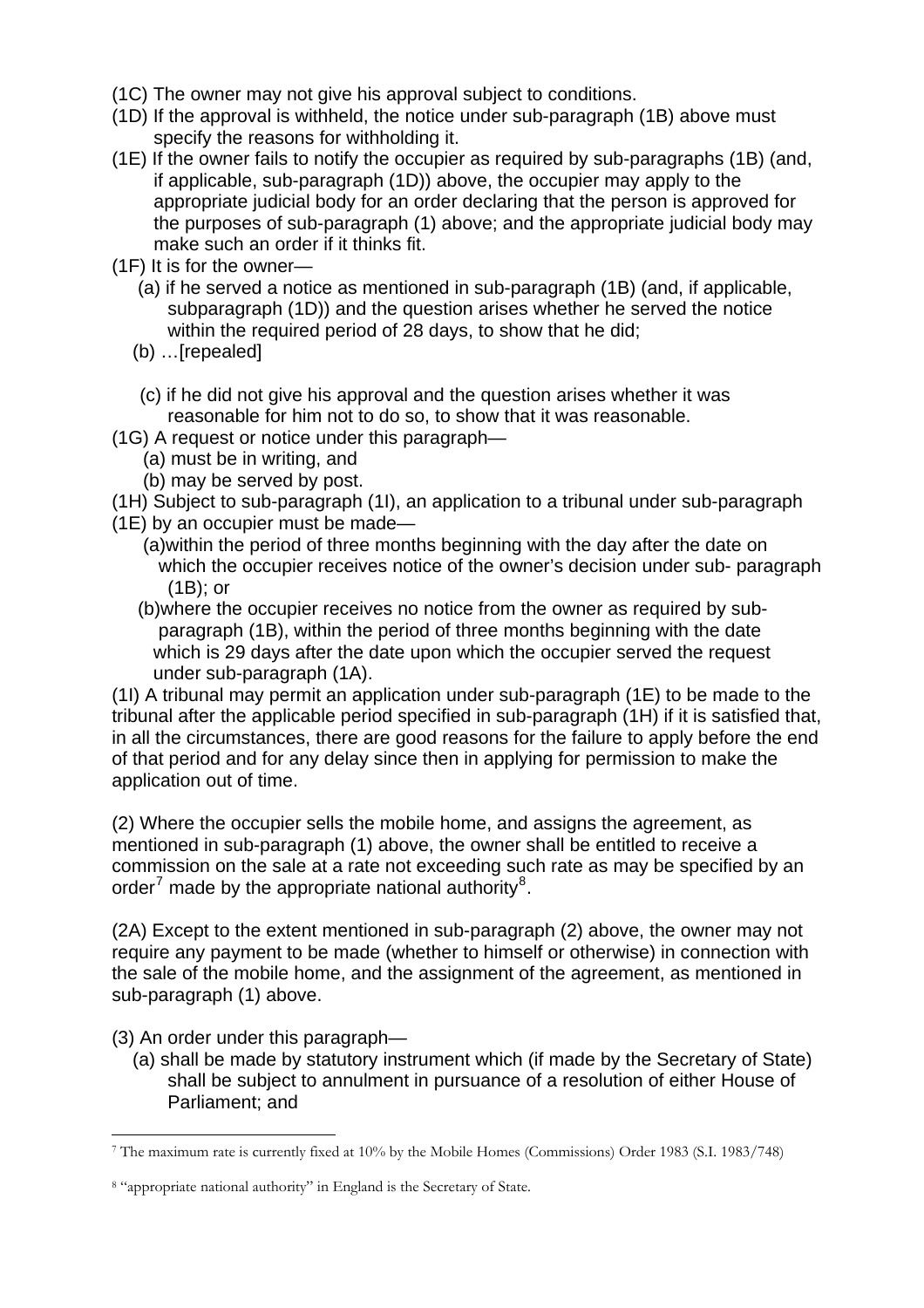(1C) The owner may not give his approval subject to conditions.

(1D) If the approval is withheld, the notice under sub-paragraph (1B) above must specify the reasons for withholding it.

(1E) If the owner fails to notify the occupier as required by sub-paragraphs (1B) (and, if applicable, sub-paragraph (1D)) above, the occupier may apply to the appropriate judicial body for an order declaring that the person is approved for the purposes of sub-paragraph (1) above; and the appropriate judicial body may make such an order if it thinks fit.

(1F) It is for the owner—

- (a) if he served a notice as mentioned in sub-paragraph (1B) (and, if applicable, subparagraph (1D)) and the question arises whether he served the notice within the required period of 28 days, to show that he did;
- (b) …[repealed]
- (c) if he did not give his approval and the question arises whether it was reasonable for him not to do so, to show that it was reasonable.

(1G) A request or notice under this paragraph—

- (a) must be in writing, and
- (b) may be served by post.

(1H) Subject to sub-paragraph (1I), an application to a tribunal under sub-paragraph (1E) by an occupier must be made—

- (a)within the period of three months beginning with the day after the date on which the occupier receives notice of the owner's decision under sub- paragraph (1B); or
- (b)where the occupier receives no notice from the owner as required by sub-paragraph (1B), within the period of three months beginning with the date which is 29 days after the date upon which the occupier served the request under sub-paragraph (1A).

(1I) A tribunal may permit an application under sub-paragraph (1E) to be made to the tribunal after the applicable period specified in sub-paragraph (1H) if it is satisfied that, in all the circumstances, there are good reasons for the failure to apply before the end of that period and for any delay since then in applying for permission to make the application out of time.

(2) Where the occupier sells the mobile home, and assigns the agreement, as mentioned in sub-paragraph (1) above, the owner shall be entitled to receive a commission on the sale at a rate not exceeding such rate as may be specified by an order[7] made by the appropriate national authority[8].

(2A) Except to the extent mentioned in sub-paragraph (2) above, the owner may not require any payment to be made (whether to himself or otherwise) in connection with the sale of the mobile home, and the assignment of the agreement, as mentioned in sub-paragraph (1) above.

(3) An order under this paragraph—

- (a) shall be made by statutory instrument which (if made by the Secretary of State) shall be subject to annulment in pursuance of a resolution of either House of Parliament; and

---

[7] The maximum rate is currently fixed at 10% by the Mobile Homes (Commissions) Order 1983 (S.I. 1983/748)

[8] "appropriate national authority" in England is the Secretary of State.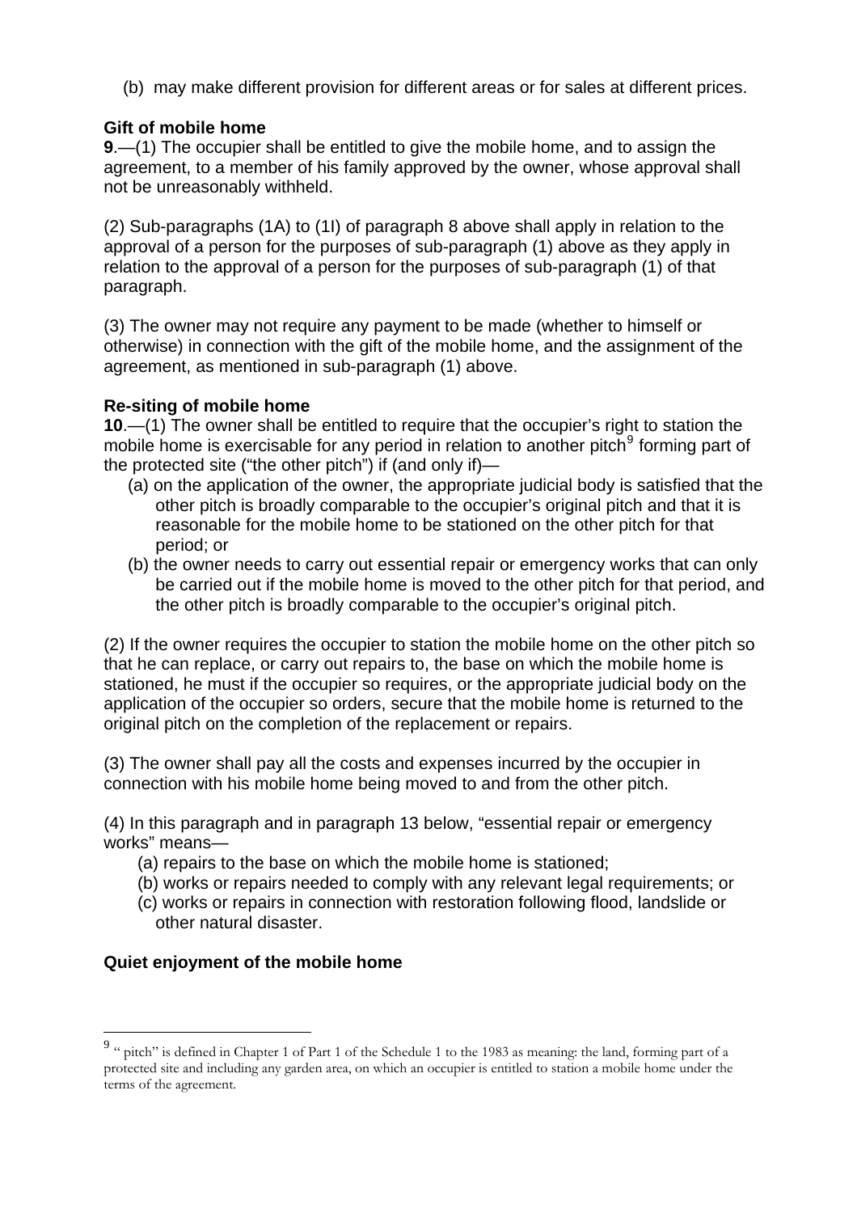(b) may make different provision for different areas or for sales at different prices.

**Gift of mobile home**

**9**.—(1) The occupier shall be entitled to give the mobile home, and to assign the agreement, to a member of his family approved by the owner, whose approval shall not be unreasonably withheld.

(2) Sub-paragraphs (1A) to (1I) of paragraph 8 above shall apply in relation to the approval of a person for the purposes of sub-paragraph (1) above as they apply in relation to the approval of a person for the purposes of sub-paragraph (1) of that paragraph.

(3) The owner may not require any payment to be made (whether to himself or otherwise) in connection with the gift of the mobile home, and the assignment of the agreement, as mentioned in sub-paragraph (1) above.

**Re-siting of mobile home**

**10**.—(1) The owner shall be entitled to require that the occupier's right to station the mobile home is exercisable for any period in relation to another pitch[9] forming part of the protected site ("the other pitch") if (and only if)—

(a) on the application of the owner, the appropriate judicial body is satisfied that the other pitch is broadly comparable to the occupier's original pitch and that it is reasonable for the mobile home to be stationed on the other pitch for that period; or

(b) the owner needs to carry out essential repair or emergency works that can only be carried out if the mobile home is moved to the other pitch for that period, and the other pitch is broadly comparable to the occupier's original pitch.

(2) If the owner requires the occupier to station the mobile home on the other pitch so that he can replace, or carry out repairs to, the base on which the mobile home is stationed, he must if the occupier so requires, or the appropriate judicial body on the application of the occupier so orders, secure that the mobile home is returned to the original pitch on the completion of the replacement or repairs.

(3) The owner shall pay all the costs and expenses incurred by the occupier in connection with his mobile home being moved to and from the other pitch.

(4) In this paragraph and in paragraph 13 below, "essential repair or emergency works" means—

(a) repairs to the base on which the mobile home is stationed;

(b) works or repairs needed to comply with any relevant legal requirements; or

(c) works or repairs in connection with restoration following flood, landslide or other natural disaster.

**Quiet enjoyment of the mobile home**

[9] " pitch" is defined in Chapter 1 of Part 1 of the Schedule 1 to the 1983 as meaning: the land, forming part of a protected site and including any garden area, on which an occupier is entitled to station a mobile home under the terms of the agreement.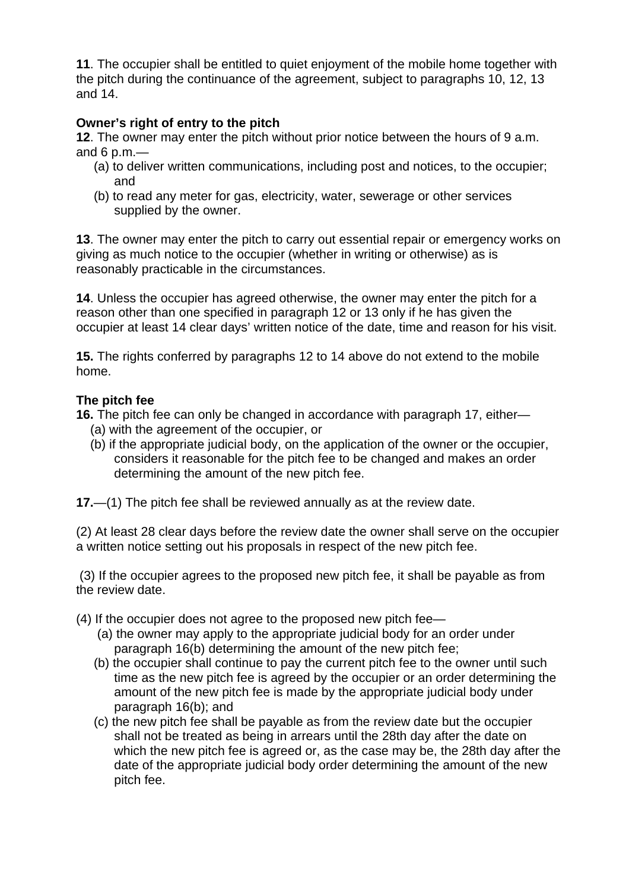**11**. The occupier shall be entitled to quiet enjoyment of the mobile home together with the pitch during the continuance of the agreement, subject to paragraphs 10, 12, 13 and 14.

**Owner's right of entry to the pitch**

**12**. The owner may enter the pitch without prior notice between the hours of 9 a.m. and 6 p.m.—

(a) to deliver written communications, including post and notices, to the occupier; and

(b) to read any meter for gas, electricity, water, sewerage or other services supplied by the owner.

**13**. The owner may enter the pitch to carry out essential repair or emergency works on giving as much notice to the occupier (whether in writing or otherwise) as is reasonably practicable in the circumstances.

**14**. Unless the occupier has agreed otherwise, the owner may enter the pitch for a reason other than one specified in paragraph 12 or 13 only if he has given the occupier at least 14 clear days' written notice of the date, time and reason for his visit.

**15.** The rights conferred by paragraphs 12 to 14 above do not extend to the mobile home.

**The pitch fee**

**16.** The pitch fee can only be changed in accordance with paragraph 17, either—

(a) with the agreement of the occupier, or

(b) if the appropriate judicial body, on the application of the owner or the occupier, considers it reasonable for the pitch fee to be changed and makes an order determining the amount of the new pitch fee.

**17.**—(1) The pitch fee shall be reviewed annually as at the review date.

(2) At least 28 clear days before the review date the owner shall serve on the occupier a written notice setting out his proposals in respect of the new pitch fee.

(3) If the occupier agrees to the proposed new pitch fee, it shall be payable as from the review date.

(4) If the occupier does not agree to the proposed new pitch fee—

(a) the owner may apply to the appropriate judicial body for an order under paragraph 16(b) determining the amount of the new pitch fee;

(b) the occupier shall continue to pay the current pitch fee to the owner until such time as the new pitch fee is agreed by the occupier or an order determining the amount of the new pitch fee is made by the appropriate judicial body under paragraph 16(b); and

(c) the new pitch fee shall be payable as from the review date but the occupier shall not be treated as being in arrears until the 28th day after the date on which the new pitch fee is agreed or, as the case may be, the 28th day after the date of the appropriate judicial body order determining the amount of the new pitch fee.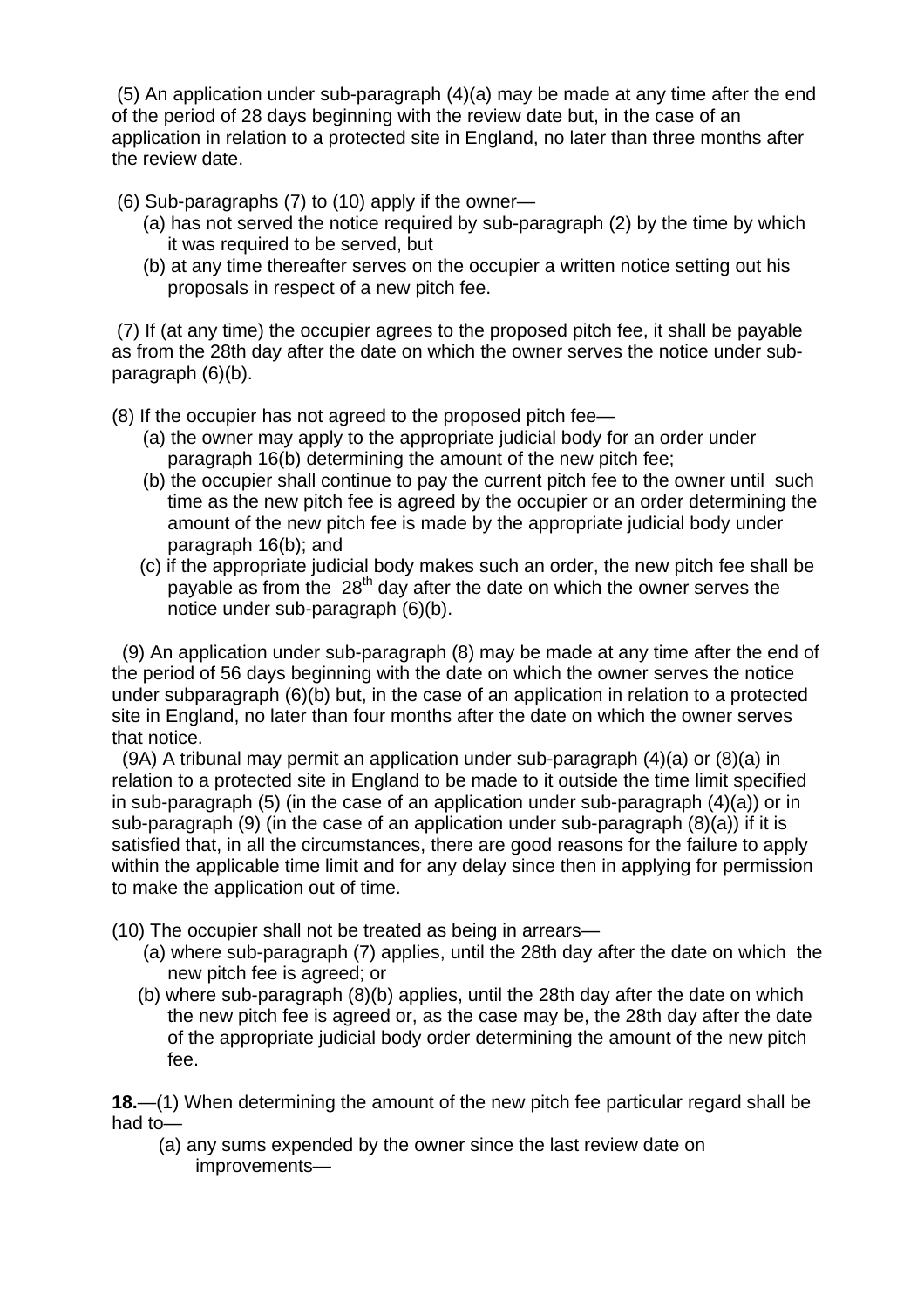(5) An application under sub-paragraph (4)(a) may be made at any time after the end of the period of 28 days beginning with the review date but, in the case of an application in relation to a protected site in England, no later than three months after the review date.

(6) Sub-paragraphs (7) to (10) apply if the owner—

(a) has not served the notice required by sub-paragraph (2) by the time by which it was required to be served, but

(b) at any time thereafter serves on the occupier a written notice setting out his proposals in respect of a new pitch fee.

(7) If (at any time) the occupier agrees to the proposed pitch fee, it shall be payable as from the 28th day after the date on which the owner serves the notice under sub-paragraph (6)(b).

(8) If the occupier has not agreed to the proposed pitch fee—

(a) the owner may apply to the appropriate judicial body for an order under paragraph 16(b) determining the amount of the new pitch fee;

(b) the occupier shall continue to pay the current pitch fee to the owner until such time as the new pitch fee is agreed by the occupier or an order determining the amount of the new pitch fee is made by the appropriate judicial body under paragraph 16(b); and

(c) if the appropriate judicial body makes such an order, the new pitch fee shall be payable as from the 28th day after the date on which the owner serves the notice under sub-paragraph (6)(b).

(9) An application under sub-paragraph (8) may be made at any time after the end of the period of 56 days beginning with the date on which the owner serves the notice under subparagraph (6)(b) but, in the case of an application in relation to a protected site in England, no later than four months after the date on which the owner serves that notice.

(9A) A tribunal may permit an application under sub-paragraph (4)(a) or (8)(a) in relation to a protected site in England to be made to it outside the time limit specified in sub-paragraph (5) (in the case of an application under sub-paragraph (4)(a)) or in sub-paragraph (9) (in the case of an application under sub-paragraph (8)(a)) if it is satisfied that, in all the circumstances, there are good reasons for the failure to apply within the applicable time limit and for any delay since then in applying for permission to make the application out of time.

(10) The occupier shall not be treated as being in arrears—

(a) where sub-paragraph (7) applies, until the 28th day after the date on which the new pitch fee is agreed; or

(b) where sub-paragraph (8)(b) applies, until the 28th day after the date on which the new pitch fee is agreed or, as the case may be, the 28th day after the date of the appropriate judicial body order determining the amount of the new pitch fee.

**18.**—(1) When determining the amount of the new pitch fee particular regard shall be had to—

(a) any sums expended by the owner since the last review date on improvements—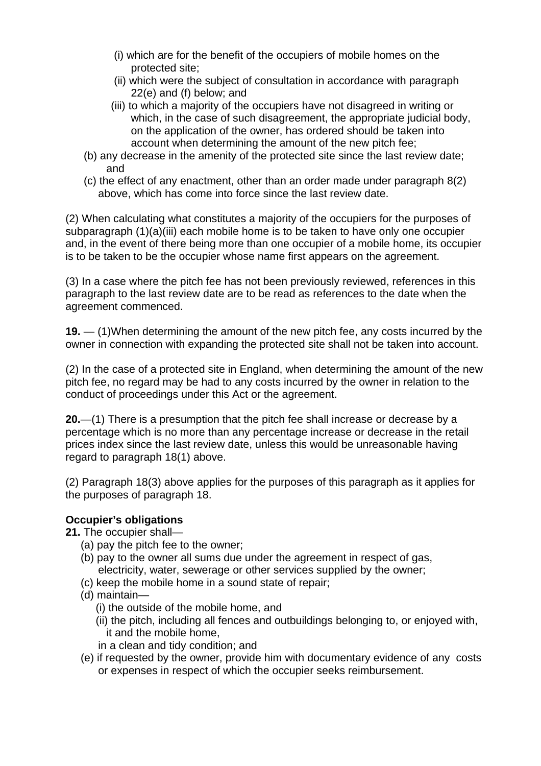(i) which are for the benefit of the occupiers of mobile homes on the protected site;

(ii) which were the subject of consultation in accordance with paragraph 22(e) and (f) below; and

(iii) to which a majority of the occupiers have not disagreed in writing or which, in the case of such disagreement, the appropriate judicial body, on the application of the owner, has ordered should be taken into account when determining the amount of the new pitch fee;

(b) any decrease in the amenity of the protected site since the last review date; and

(c) the effect of any enactment, other than an order made under paragraph 8(2) above, which has come into force since the last review date.

(2) When calculating what constitutes a majority of the occupiers for the purposes of subparagraph (1)(a)(iii) each mobile home is to be taken to have only one occupier and, in the event of there being more than one occupier of a mobile home, its occupier is to be taken to be the occupier whose name first appears on the agreement.

(3) In a case where the pitch fee has not been previously reviewed, references in this paragraph to the last review date are to be read as references to the date when the agreement commenced.

**19.** — (1)When determining the amount of the new pitch fee, any costs incurred by the owner in connection with expanding the protected site shall not be taken into account.

(2) In the case of a protected site in England, when determining the amount of the new pitch fee, no regard may be had to any costs incurred by the owner in relation to the conduct of proceedings under this Act or the agreement.

**20.**—(1) There is a presumption that the pitch fee shall increase or decrease by a percentage which is no more than any percentage increase or decrease in the retail prices index since the last review date, unless this would be unreasonable having regard to paragraph 18(1) above.

(2) Paragraph 18(3) above applies for the purposes of this paragraph as it applies for the purposes of paragraph 18.

**Occupier's obligations**

**21.** The occupier shall—

(a) pay the pitch fee to the owner;

(b) pay to the owner all sums due under the agreement in respect of gas, electricity, water, sewerage or other services supplied by the owner;

(c) keep the mobile home in a sound state of repair;

(d) maintain—

(i) the outside of the mobile home, and

(ii) the pitch, including all fences and outbuildings belonging to, or enjoyed with, it and the mobile home,

in a clean and tidy condition; and

(e) if requested by the owner, provide him with documentary evidence of any costs or expenses in respect of which the occupier seeks reimbursement.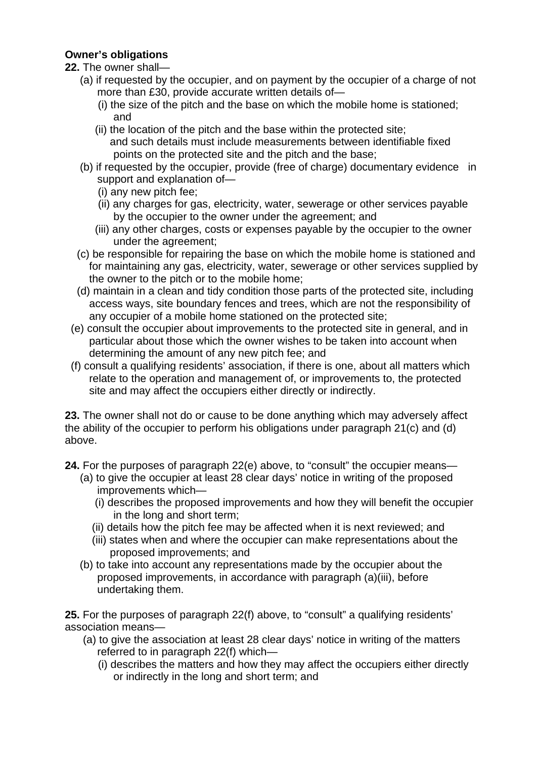**Owner's obligations**

**22.** The owner shall—

(a) if requested by the occupier, and on payment by the occupier of a charge of not more than £30, provide accurate written details of—

(i) the size of the pitch and the base on which the mobile home is stationed; and

(ii) the location of the pitch and the base within the protected site;

and such details must include measurements between identifiable fixed points on the protected site and the pitch and the base;

(b) if requested by the occupier, provide (free of charge) documentary evidence in support and explanation of—

(i) any new pitch fee;

(ii) any charges for gas, electricity, water, sewerage or other services payable by the occupier to the owner under the agreement; and

(iii) any other charges, costs or expenses payable by the occupier to the owner under the agreement;

(c) be responsible for repairing the base on which the mobile home is stationed and for maintaining any gas, electricity, water, sewerage or other services supplied by the owner to the pitch or to the mobile home;

(d) maintain in a clean and tidy condition those parts of the protected site, including access ways, site boundary fences and trees, which are not the responsibility of any occupier of a mobile home stationed on the protected site;

(e) consult the occupier about improvements to the protected site in general, and in particular about those which the owner wishes to be taken into account when determining the amount of any new pitch fee; and

(f) consult a qualifying residents' association, if there is one, about all matters which relate to the operation and management of, or improvements to, the protected site and may affect the occupiers either directly or indirectly.

**23.** The owner shall not do or cause to be done anything which may adversely affect the ability of the occupier to perform his obligations under paragraph 21(c) and (d) above.

**24.** For the purposes of paragraph 22(e) above, to "consult" the occupier means—

(a) to give the occupier at least 28 clear days' notice in writing of the proposed improvements which—

(i) describes the proposed improvements and how they will benefit the occupier in the long and short term;

(ii) details how the pitch fee may be affected when it is next reviewed; and

(iii) states when and where the occupier can make representations about the proposed improvements; and

(b) to take into account any representations made by the occupier about the proposed improvements, in accordance with paragraph (a)(iii), before undertaking them.

**25.** For the purposes of paragraph 22(f) above, to "consult" a qualifying residents' association means—

(a) to give the association at least 28 clear days' notice in writing of the matters referred to in paragraph 22(f) which—

(i) describes the matters and how they may affect the occupiers either directly or indirectly in the long and short term; and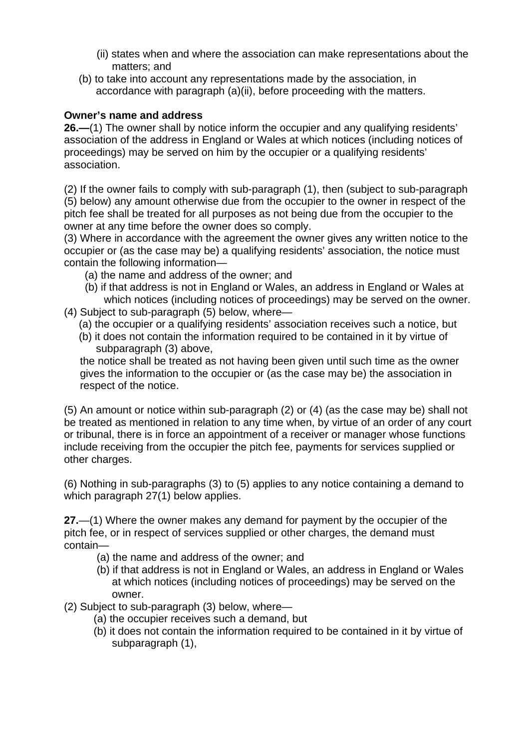(ii) states when and where the association can make representations about the matters; and

(b) to take into account any representations made by the association, in accordance with paragraph (a)(ii), before proceeding with the matters.

**Owner's name and address**

**26.—**(1) The owner shall by notice inform the occupier and any qualifying residents' association of the address in England or Wales at which notices (including notices of proceedings) may be served on him by the occupier or a qualifying residents' association.

(2) If the owner fails to comply with sub-paragraph (1), then (subject to sub-paragraph (5) below) any amount otherwise due from the occupier to the owner in respect of the pitch fee shall be treated for all purposes as not being due from the occupier to the owner at any time before the owner does so comply.

(3) Where in accordance with the agreement the owner gives any written notice to the occupier or (as the case may be) a qualifying residents' association, the notice must contain the following information—

(a) the name and address of the owner; and

(b) if that address is not in England or Wales, an address in England or Wales at which notices (including notices of proceedings) may be served on the owner.

(4) Subject to sub-paragraph (5) below, where—

(a) the occupier or a qualifying residents' association receives such a notice, but

(b) it does not contain the information required to be contained in it by virtue of subparagraph (3) above,

the notice shall be treated as not having been given until such time as the owner gives the information to the occupier or (as the case may be) the association in respect of the notice.

(5) An amount or notice within sub-paragraph (2) or (4) (as the case may be) shall not be treated as mentioned in relation to any time when, by virtue of an order of any court or tribunal, there is in force an appointment of a receiver or manager whose functions include receiving from the occupier the pitch fee, payments for services supplied or other charges.

(6) Nothing in sub-paragraphs (3) to (5) applies to any notice containing a demand to which paragraph 27(1) below applies.

**27.**—(1) Where the owner makes any demand for payment by the occupier of the pitch fee, or in respect of services supplied or other charges, the demand must contain—

(a) the name and address of the owner; and

(b) if that address is not in England or Wales, an address in England or Wales at which notices (including notices of proceedings) may be served on the owner.

(2) Subject to sub-paragraph (3) below, where—

(a) the occupier receives such a demand, but

(b) it does not contain the information required to be contained in it by virtue of subparagraph (1),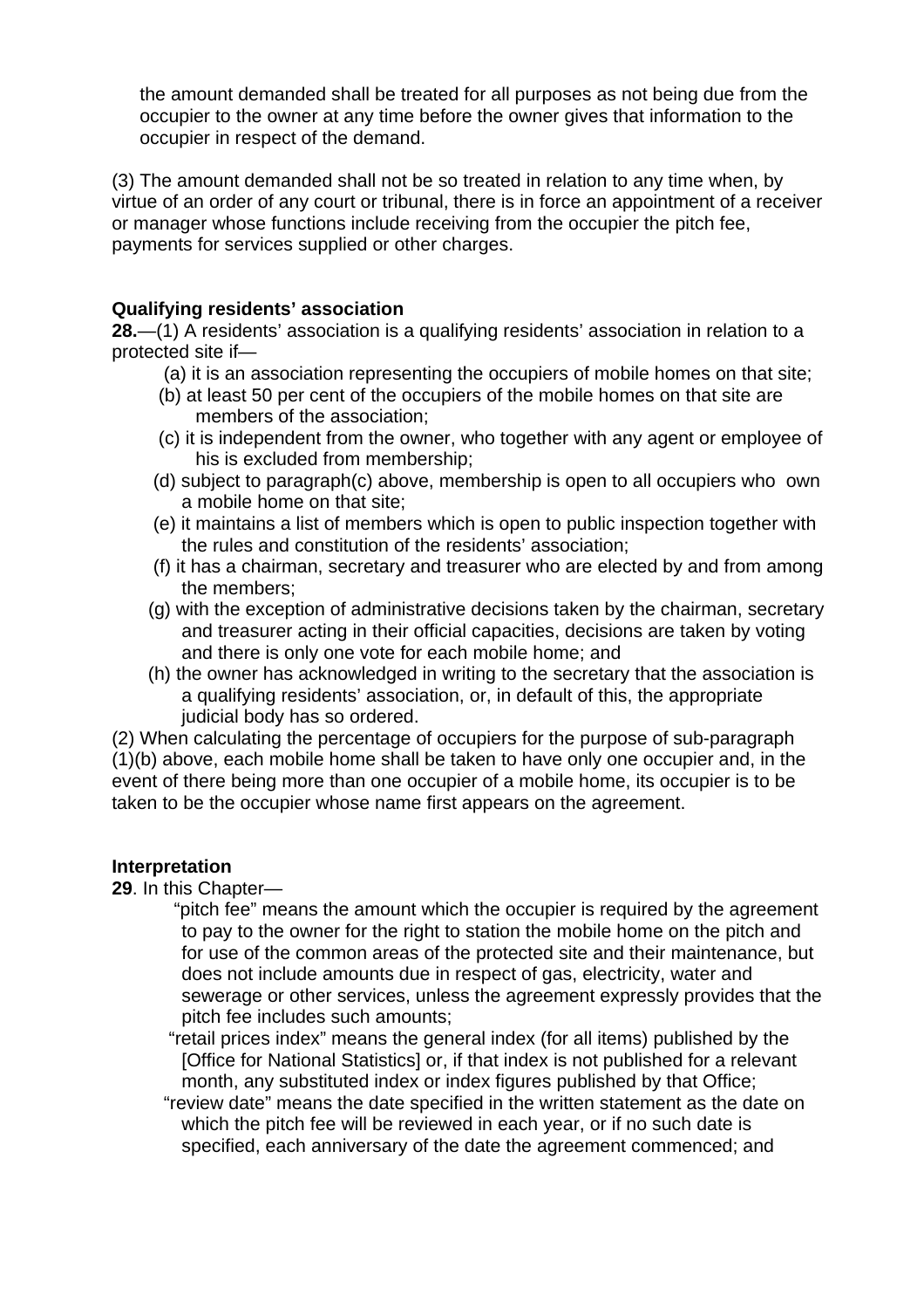the amount demanded shall be treated for all purposes as not being due from the occupier to the owner at any time before the owner gives that information to the occupier in respect of the demand.

(3) The amount demanded shall not be so treated in relation to any time when, by virtue of an order of any court or tribunal, there is in force an appointment of a receiver or manager whose functions include receiving from the occupier the pitch fee, payments for services supplied or other charges.

**Qualifying residents' association**

**28.**—(1) A residents' association is a qualifying residents' association in relation to a protected site if—

(a) it is an association representing the occupiers of mobile homes on that site;

(b) at least 50 per cent of the occupiers of the mobile homes on that site are members of the association;

(c) it is independent from the owner, who together with any agent or employee of his is excluded from membership;

(d) subject to paragraph(c) above, membership is open to all occupiers who own a mobile home on that site;

(e) it maintains a list of members which is open to public inspection together with the rules and constitution of the residents' association;

(f) it has a chairman, secretary and treasurer who are elected by and from among the members;

(g) with the exception of administrative decisions taken by the chairman, secretary and treasurer acting in their official capacities, decisions are taken by voting and there is only one vote for each mobile home; and

(h) the owner has acknowledged in writing to the secretary that the association is a qualifying residents' association, or, in default of this, the appropriate judicial body has so ordered.

(2) When calculating the percentage of occupiers for the purpose of sub-paragraph (1)(b) above, each mobile home shall be taken to have only one occupier and, in the event of there being more than one occupier of a mobile home, its occupier is to be taken to be the occupier whose name first appears on the agreement.

**Interpretation**

**29**. In this Chapter—

"pitch fee" means the amount which the occupier is required by the agreement to pay to the owner for the right to station the mobile home on the pitch and for use of the common areas of the protected site and their maintenance, but does not include amounts due in respect of gas, electricity, water and sewerage or other services, unless the agreement expressly provides that the pitch fee includes such amounts;

"retail prices index" means the general index (for all items) published by the [Office for National Statistics] or, if that index is not published for a relevant month, any substituted index or index figures published by that Office;

"review date" means the date specified in the written statement as the date on which the pitch fee will be reviewed in each year, or if no such date is specified, each anniversary of the date the agreement commenced; and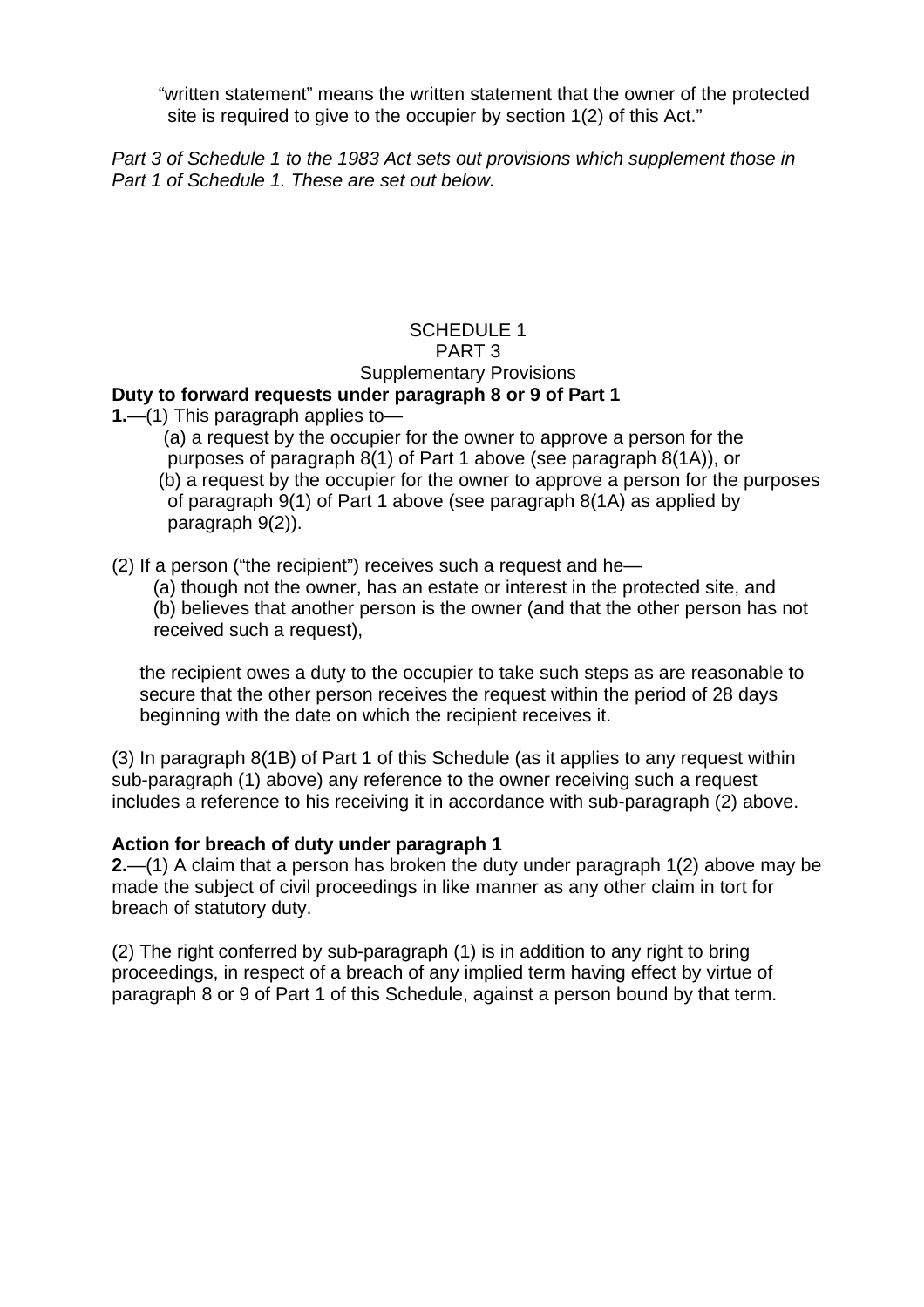"written statement" means the written statement that the owner of the protected site is required to give to the occupier by section 1(2) of this Act."

*Part 3 of Schedule 1 to the 1983 Act sets out provisions which supplement those in Part 1 of Schedule 1. These are set out below.*

SCHEDULE 1
PART 3
Supplementary Provisions

**Duty to forward requests under paragraph 8 or 9 of Part 1**

**1.**—(1) This paragraph applies to—

(a) a request by the occupier for the owner to approve a person for the purposes of paragraph 8(1) of Part 1 above (see paragraph 8(1A)), or

(b) a request by the occupier for the owner to approve a person for the purposes of paragraph 9(1) of Part 1 above (see paragraph 8(1A) as applied by paragraph 9(2)).

(2) If a person ("the recipient") receives such a request and he—

(a) though not the owner, has an estate or interest in the protected site, and

(b) believes that another person is the owner (and that the other person has not received such a request),

the recipient owes a duty to the occupier to take such steps as are reasonable to secure that the other person receives the request within the period of 28 days beginning with the date on which the recipient receives it.

(3) In paragraph 8(1B) of Part 1 of this Schedule (as it applies to any request within sub-paragraph (1) above) any reference to the owner receiving such a request includes a reference to his receiving it in accordance with sub-paragraph (2) above.

**Action for breach of duty under paragraph 1**

**2.**—(1) A claim that a person has broken the duty under paragraph 1(2) above may be made the subject of civil proceedings in like manner as any other claim in tort for breach of statutory duty.

(2) The right conferred by sub-paragraph (1) is in addition to any right to bring proceedings, in respect of a breach of any implied term having effect by virtue of paragraph 8 or 9 of Part 1 of this Schedule, against a person bound by that term.